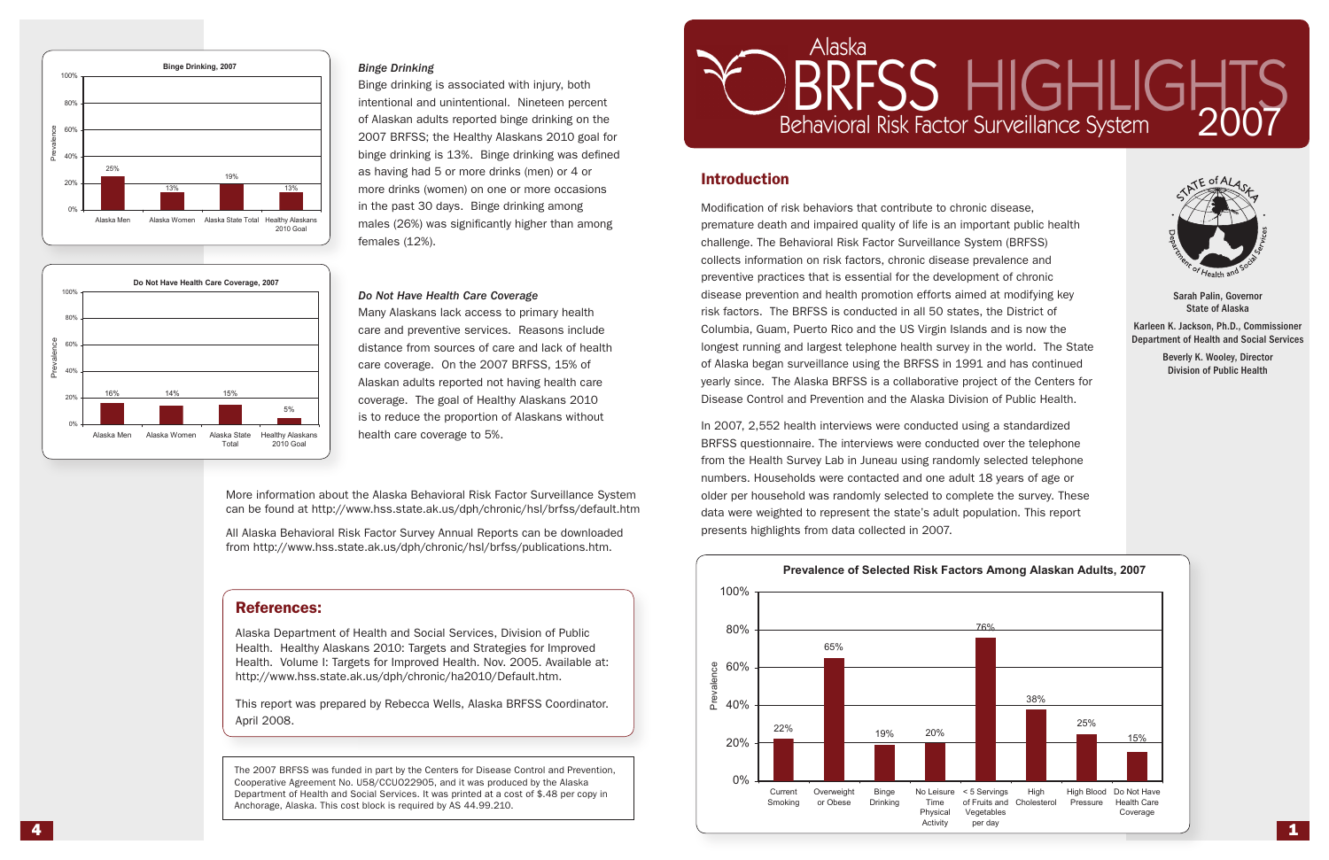# Alaska BRFSS HIGHLIGHTS 2007

## Behavioral Risk Factor Surveillance System

## Introduction

Modification of risk behaviors that contribute to chronic disease, premature death and impaired quality of life is an important public health challenge. The Behavioral Risk Factor Surveillance System (BRFSS) collects information on risk factors, chronic disease prevalence and preventive practices that is essential for the development of chronic disease prevention and health promotion efforts aimed at modifying key risk factors. The BRFSS is conducted in all 50 states, the District of Columbia, Guam, Puerto Rico and the US Virgin Islands and is now the longest running and largest telephone health survey in the world. The State of Alaska began surveillance using the BRFSS in 1991 and has continued yearly since. The Alaska BRFSS is a collaborative project of the Centers for Disease Control and Prevention and the Alaska Division of Public Health.

In 2007, 2,552 health interviews were conducted using a standardized BRFSS questionnaire. The interviews were conducted over the telephone from the Health Survey Lab in Juneau using randomly selected telephone numbers. Households were contacted and one adult 18 years of age or older per household was randomly selected to complete the survey. These data were weighted to represent the state's adult population. This report presents highlights from data collected in 2007.

**Sarah Palin, Governor**
**State of Alaska**

**Karleen K. Jackson, Ph.D., Commissioner**
**Department of Health and Social Services**

**Beverly K. Wooley, Director**
**Division of Public Health**

**Prevalence of Selected Risk Factors Among Alaskan Adults, 2007**

| Risk Factor | Prevalence |
|---|---|
| Current Smoking | 22% |
| Overweight or Obese | 65% |
| Binge Drinking | 19% |
| No Leisure Time Physical Activity | 20% |
| < 5 Servings of Fruits and Vegetables per day | 76% |
| High Cholesterol | 38% |
| High Blood Pressure | 25% |
| Do Not Have Health Care Coverage | 15% |

**Binge Drinking, 2007**

| Group | Prevalence |
|---|---|
| Alaska Men | 25% |
| Alaska Women | 13% |
| Alaska State Total | 19% |
| Healthy Alaskans 2010 Goal | 13% |

### *Binge Drinking*

Binge drinking is associated with injury, both intentional and unintentional. Nineteen percent of Alaskan adults reported binge drinking on the 2007 BRFSS; the Healthy Alaskans 2010 goal for binge drinking is 13%. Binge drinking was defined as having had 5 or more drinks (men) or 4 or more drinks (women) on one or more occasions in the past 30 days. Binge drinking among males (26%) was significantly higher than among females (12%).

**Do Not Have Health Care Coverage, 2007**

| Group | Prevalence |
|---|---|
| Alaska Men | 16% |
| Alaska Women | 14% |
| Alaska State Total | 15% |
| Healthy Alaskans 2010 Goal | 5% |

### *Do Not Have Health Care Coverage*

Many Alaskans lack access to primary health care and preventive services. Reasons include distance from sources of care and lack of health care coverage. On the 2007 BRFSS, 15% of Alaskan adults reported not having health care coverage. The goal of Healthy Alaskans 2010 is to reduce the proportion of Alaskans without health care coverage to 5%.

More information about the Alaska Behavioral Risk Factor Surveillance System can be found at http://www.hss.state.ak.us/dph/chronic/hsl/brfss/default.htm

All Alaska Behavioral Risk Factor Survey Annual Reports can be downloaded from http://www.hss.state.ak.us/dph/chronic/hsl/brfss/publications.htm.

## References:

Alaska Department of Health and Social Services, Division of Public Health. Healthy Alaskans 2010: Targets and Strategies for Improved Health. Volume I: Targets for Improved Health. Nov. 2005. Available at: http://www.hss.state.ak.us/dph/chronic/ha2010/Default.htm.

This report was prepared by Rebecca Wells, Alaska BRFSS Coordinator. April 2008.

The 2007 BRFSS was funded in part by the Centers for Disease Control and Prevention, Cooperative Agreement No. U58/CCU022905, and it was produced by the Alaska Department of Health and Social Services. It was printed at a cost of $.48 per copy in Anchorage, Alaska. This cost block is required by AS 44.99.210.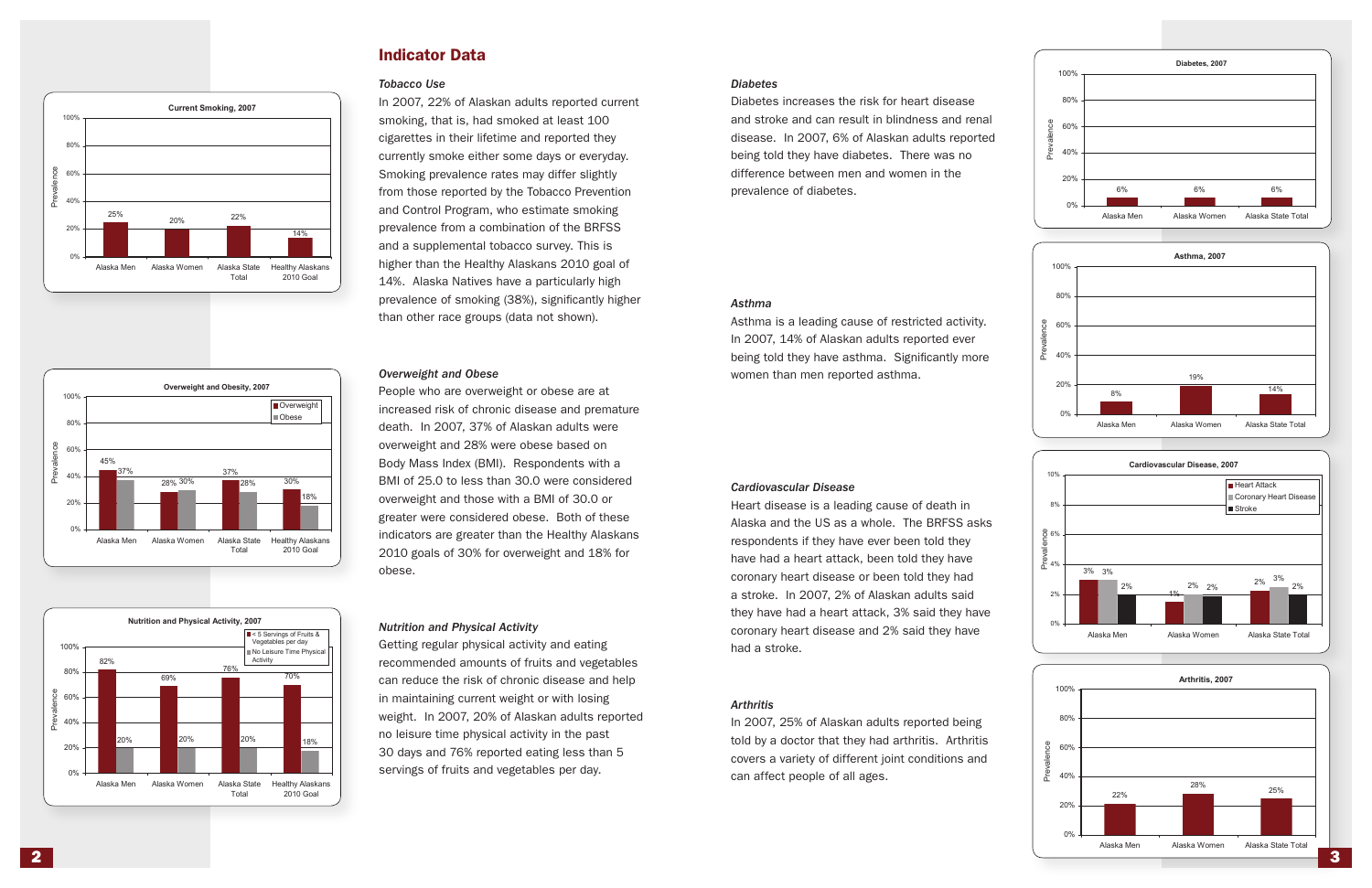## Indicator Data

Current Smoking, 2007

100%
80%
60%
40%
20%
0%
Prevalence

25%
20%
22%
14%

Alaska Men
Alaska Women
Alaska State Total
Healthy Alaskans 2010 Goal

### *Tobacco Use*

In 2007, 22% of Alaskan adults reported current smoking, that is, had smoked at least 100 cigarettes in their lifetime and reported they currently smoke either some days or everyday. Smoking prevalence rates may differ slightly from those reported by the Tobacco Prevention and Control Program, who estimate smoking prevalence from a combination of the BRFSS and a supplemental tobacco survey. This is higher than the Healthy Alaskans 2010 goal of 14%. Alaska Natives have a particularly high prevalence of smoking (38%), significantly higher than other race groups (data not shown).

Overweight and Obesity, 2007

100%
80%
60%
40%
20%
0%
Prevalence

Overweight
Obese

45%
37%
28%
30%
37%
28%
30%
18%

Alaska Men
Alaska Women
Alaska State Total
Healthy Alaskans 2010 Goal

### *Overweight and Obese*

People who are overweight or obese are at increased risk of chronic disease and premature death. In 2007, 37% of Alaskan adults were overweight and 28% were obese based on Body Mass Index (BMI). Respondents with a BMI of 25.0 to less than 30.0 were considered overweight and those with a BMI of 30.0 or greater were considered obese. Both of these indicators are greater than the Healthy Alaskans 2010 goals of 30% for overweight and 18% for obese.

Nutrition and Physical Activity, 2007

100%
80%
60%
40%
20%
0%
Prevalence

< 5 Servings of Fruits & Vegetables per day
No Leisure Time Physical Activity

82%
20%
69%
20%
76%
20%
70%
18%

Alaska Men
Alaska Women
Alaska State Total
Healthy Alaskans 2010 Goal

### *Nutrition and Physical Activity*

Getting regular physical activity and eating recommended amounts of fruits and vegetables can reduce the risk of chronic disease and help in maintaining current weight or with losing weight. In 2007, 20% of Alaskan adults reported no leisure time physical activity in the past 30 days and 76% reported eating less than 5 servings of fruits and vegetables per day.

### *Diabetes*

Diabetes increases the risk for heart disease and stroke and can result in blindness and renal disease. In 2007, 6% of Alaskan adults reported being told they have diabetes. There was no difference between men and women in the prevalence of diabetes.

Diabetes, 2007

100%
80%
60%
40%
20%
0%
Prevalence

6%
6%
6%

Alaska Men
Alaska Women
Alaska State Total

### *Asthma*

Asthma is a leading cause of restricted activity. In 2007, 14% of Alaskan adults reported ever being told they have asthma. Significantly more women than men reported asthma.

Asthma, 2007

100%
80%
60%
40%
20%
0%
Prevalence

8%
19%
14%

Alaska Men
Alaska Women
Alaska State Total

### *Cardiovascular Disease*

Heart disease is a leading cause of death in Alaska and the US as a whole. The BRFSS asks respondents if they have ever been told they have had a heart attack, been told they have coronary heart disease or been told they had a stroke. In 2007, 2% of Alaskan adults said they have had a heart attack, 3% said they have coronary heart disease and 2% said they have had a stroke.

Cardiovascular Disease, 2007

10%
8%
6%
4%
2%
0%
Prevalence

Heart Attack
Coronary Heart Disease
Stroke

3%
3%
2%
1%
2%
2%
2%
3%
2%

Alaska Men
Alaska Women
Alaska State Total

### *Arthritis*

In 2007, 25% of Alaskan adults reported being told by a doctor that they had arthritis. Arthritis covers a variety of different joint conditions and can affect people of all ages.

Arthritis, 2007

100%
80%
60%
40%
20%
0%
Prevalence

22%
28%
25%

Alaska Men
Alaska Women
Alaska State Total